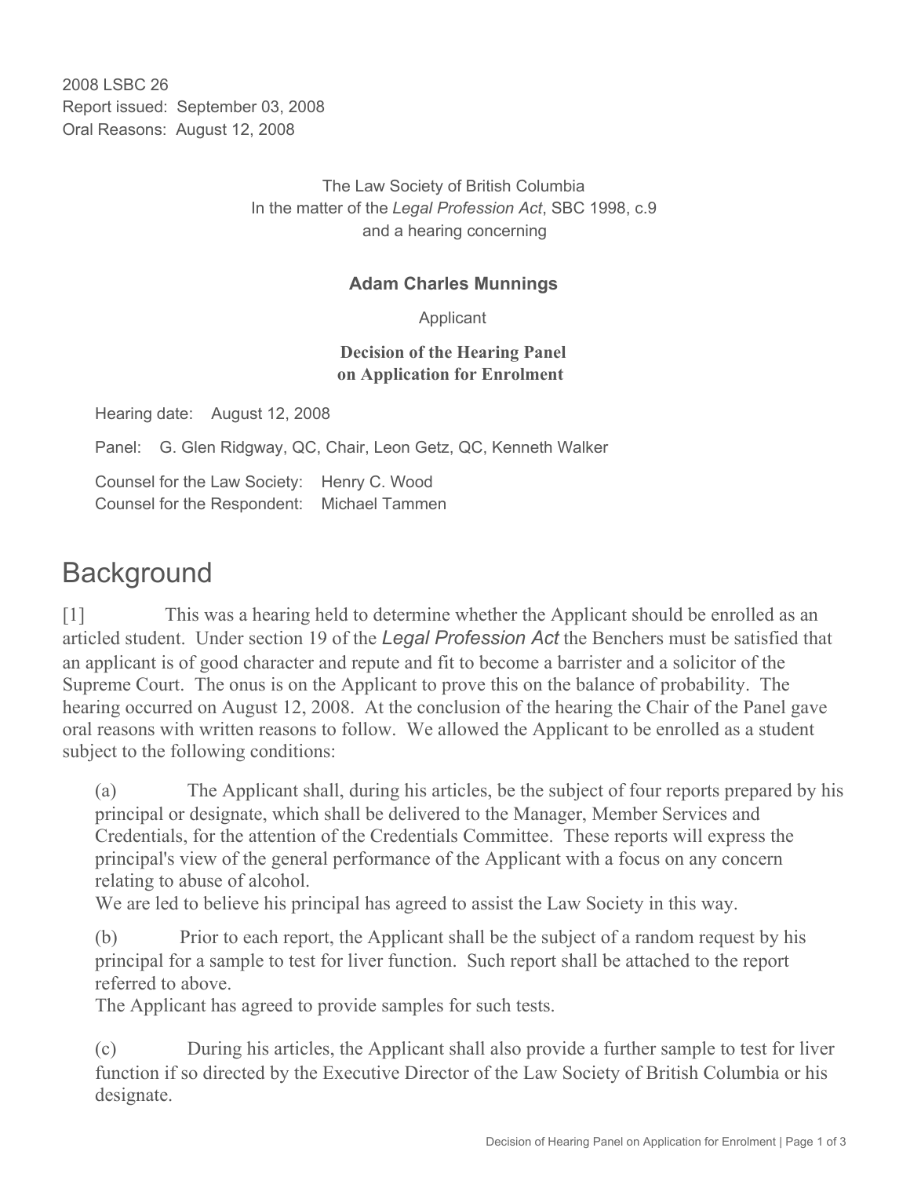2008 LSBC 26
Report issued: September 03, 2008
Oral Reasons: August 12, 2008

The Law Society of British Columbia
In the matter of the *Legal Profession Act*, SBC 1998, c.9
and a hearing concerning

**Adam Charles Munnings**

Applicant

**Decision of the Hearing Panel**
**on Application for Enrolment**

Hearing date: August 12, 2008

Panel: G. Glen Ridgway, QC, Chair, Leon Getz, QC, Kenneth Walker

Counsel for the Law Society: Henry C. Wood
Counsel for the Respondent: Michael Tammen

# Background

[1] This was a hearing held to determine whether the Applicant should be enrolled as an articled student. Under section 19 of the *Legal Profession Act* the Benchers must be satisfied that an applicant is of good character and repute and fit to become a barrister and a solicitor of the Supreme Court. The onus is on the Applicant to prove this on the balance of probability. The hearing occurred on August 12, 2008. At the conclusion of the hearing the Chair of the Panel gave oral reasons with written reasons to follow. We allowed the Applicant to be enrolled as a student subject to the following conditions:

(a) The Applicant shall, during his articles, be the subject of four reports prepared by his principal or designate, which shall be delivered to the Manager, Member Services and Credentials, for the attention of the Credentials Committee. These reports will express the principal's view of the general performance of the Applicant with a focus on any concern relating to abuse of alcohol.
We are led to believe his principal has agreed to assist the Law Society in this way.

(b) Prior to each report, the Applicant shall be the subject of a random request by his principal for a sample to test for liver function. Such report shall be attached to the report referred to above.
The Applicant has agreed to provide samples for such tests.

(c) During his articles, the Applicant shall also provide a further sample to test for liver function if so directed by the Executive Director of the Law Society of British Columbia or his designate.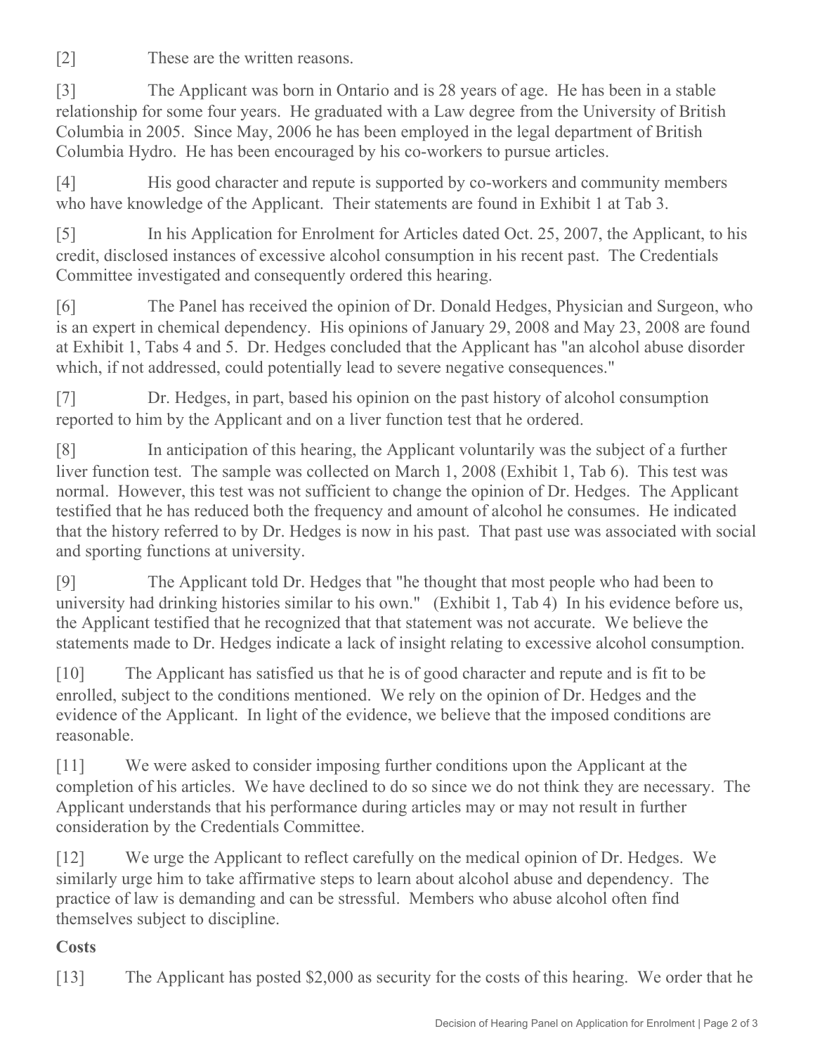[2] These are the written reasons.

[3] The Applicant was born in Ontario and is 28 years of age. He has been in a stable relationship for some four years. He graduated with a Law degree from the University of British Columbia in 2005. Since May, 2006 he has been employed in the legal department of British Columbia Hydro. He has been encouraged by his co-workers to pursue articles.

[4] His good character and repute is supported by co-workers and community members who have knowledge of the Applicant. Their statements are found in Exhibit 1 at Tab 3.

[5] In his Application for Enrolment for Articles dated Oct. 25, 2007, the Applicant, to his credit, disclosed instances of excessive alcohol consumption in his recent past. The Credentials Committee investigated and consequently ordered this hearing.

[6] The Panel has received the opinion of Dr. Donald Hedges, Physician and Surgeon, who is an expert in chemical dependency. His opinions of January 29, 2008 and May 23, 2008 are found at Exhibit 1, Tabs 4 and 5. Dr. Hedges concluded that the Applicant has "an alcohol abuse disorder which, if not addressed, could potentially lead to severe negative consequences."

[7] Dr. Hedges, in part, based his opinion on the past history of alcohol consumption reported to him by the Applicant and on a liver function test that he ordered.

[8] In anticipation of this hearing, the Applicant voluntarily was the subject of a further liver function test. The sample was collected on March 1, 2008 (Exhibit 1, Tab 6). This test was normal. However, this test was not sufficient to change the opinion of Dr. Hedges. The Applicant testified that he has reduced both the frequency and amount of alcohol he consumes. He indicated that the history referred to by Dr. Hedges is now in his past. That past use was associated with social and sporting functions at university.

[9] The Applicant told Dr. Hedges that "he thought that most people who had been to university had drinking histories similar to his own." (Exhibit 1, Tab 4) In his evidence before us, the Applicant testified that he recognized that that statement was not accurate. We believe the statements made to Dr. Hedges indicate a lack of insight relating to excessive alcohol consumption.

[10] The Applicant has satisfied us that he is of good character and repute and is fit to be enrolled, subject to the conditions mentioned. We rely on the opinion of Dr. Hedges and the evidence of the Applicant. In light of the evidence, we believe that the imposed conditions are reasonable.

[11] We were asked to consider imposing further conditions upon the Applicant at the completion of his articles. We have declined to do so since we do not think they are necessary. The Applicant understands that his performance during articles may or may not result in further consideration by the Credentials Committee.

[12] We urge the Applicant to reflect carefully on the medical opinion of Dr. Hedges. We similarly urge him to take affirmative steps to learn about alcohol abuse and dependency. The practice of law is demanding and can be stressful. Members who abuse alcohol often find themselves subject to discipline.

**Costs**

[13] The Applicant has posted $2,000 as security for the costs of this hearing. We order that he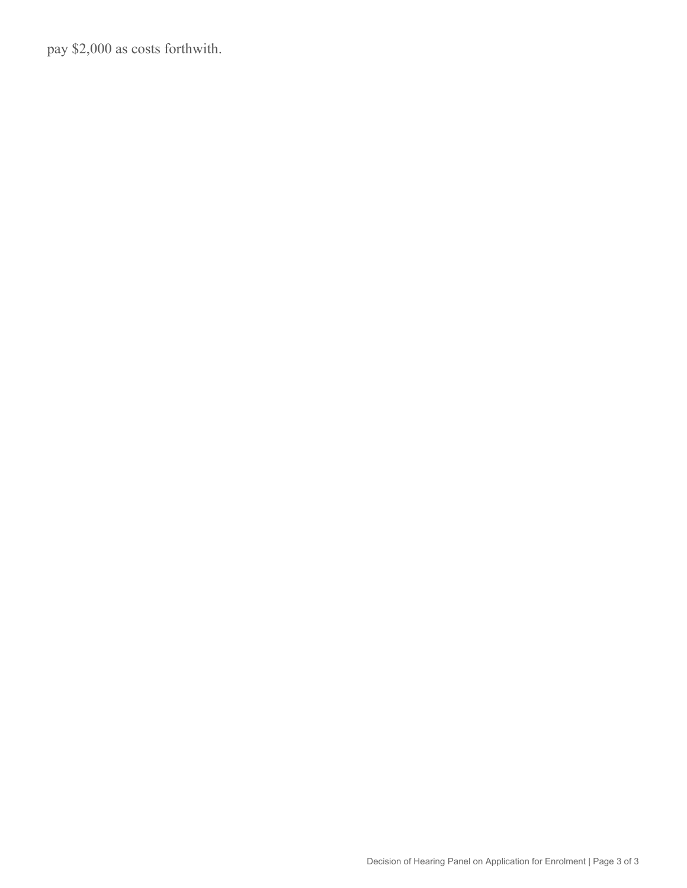pay $2,000 as costs forthwith.